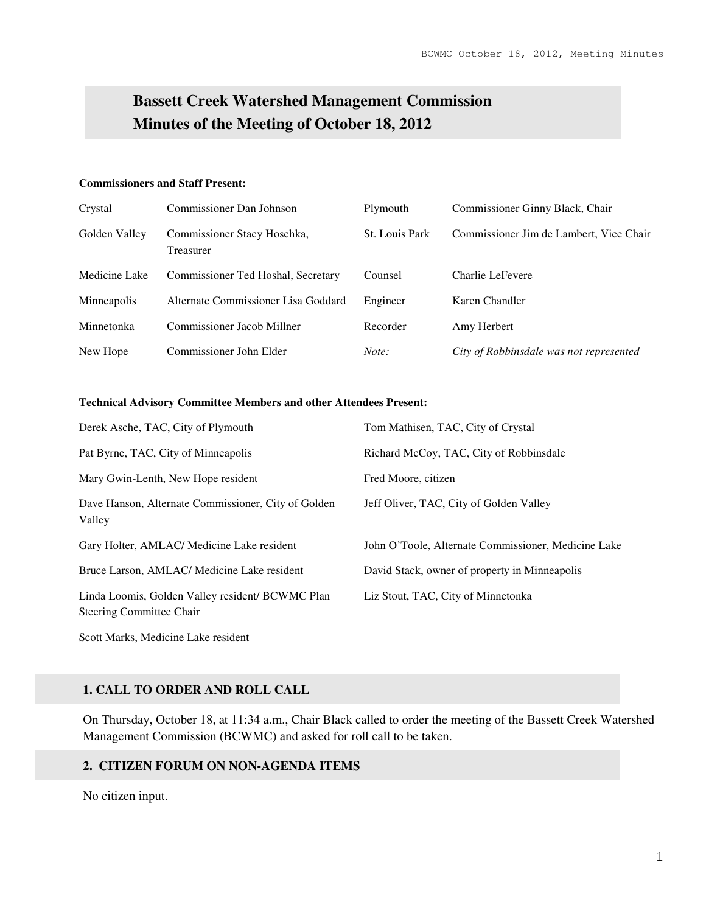# Bassett Creek Watershed Management Commission
# Minutes of the Meeting of October 18, 2012

**Commissioners and Staff Present:**

| | | | |
|---|---|---|---|
| Crystal | Commissioner Dan Johnson | Plymouth | Commissioner Ginny Black, Chair |
| Golden Valley | Commissioner Stacy Hoschka, Treasurer | St. Louis Park | Commissioner Jim de Lambert, Vice Chair |
| Medicine Lake | Commissioner Ted Hoshal, Secretary | Counsel | Charlie LeFevere |
| Minneapolis | Alternate Commissioner Lisa Goddard | Engineer | Karen Chandler |
| Minnetonka | Commissioner Jacob Millner | Recorder | Amy Herbert |
| New Hope | Commissioner John Elder | *Note:* | *City of Robbinsdale was not represented* |

**Technical Advisory Committee Members and other Attendees Present:**

| | |
|---|---|
| Derek Asche, TAC, City of Plymouth | Tom Mathisen, TAC, City of Crystal |
| Pat Byrne, TAC, City of Minneapolis | Richard McCoy, TAC, City of Robbinsdale |
| Mary Gwin-Lenth, New Hope resident | Fred Moore, citizen |
| Dave Hanson, Alternate Commissioner, City of Golden Valley | Jeff Oliver, TAC, City of Golden Valley |
| Gary Holter, AMLAC/ Medicine Lake resident | John O'Toole, Alternate Commissioner, Medicine Lake |
| Bruce Larson, AMLAC/ Medicine Lake resident | David Stack, owner of property in Minneapolis |
| Linda Loomis, Golden Valley resident/ BCWMC Plan Steering Committee Chair | Liz Stout, TAC, City of Minnetonka |
| Scott Marks, Medicine Lake resident | |

## 1. CALL TO ORDER AND ROLL CALL

On Thursday, October 18, at 11:34 a.m., Chair Black called to order the meeting of the Bassett Creek Watershed Management Commission (BCWMC) and asked for roll call to be taken.

## 2. CITIZEN FORUM ON NON-AGENDA ITEMS

No citizen input.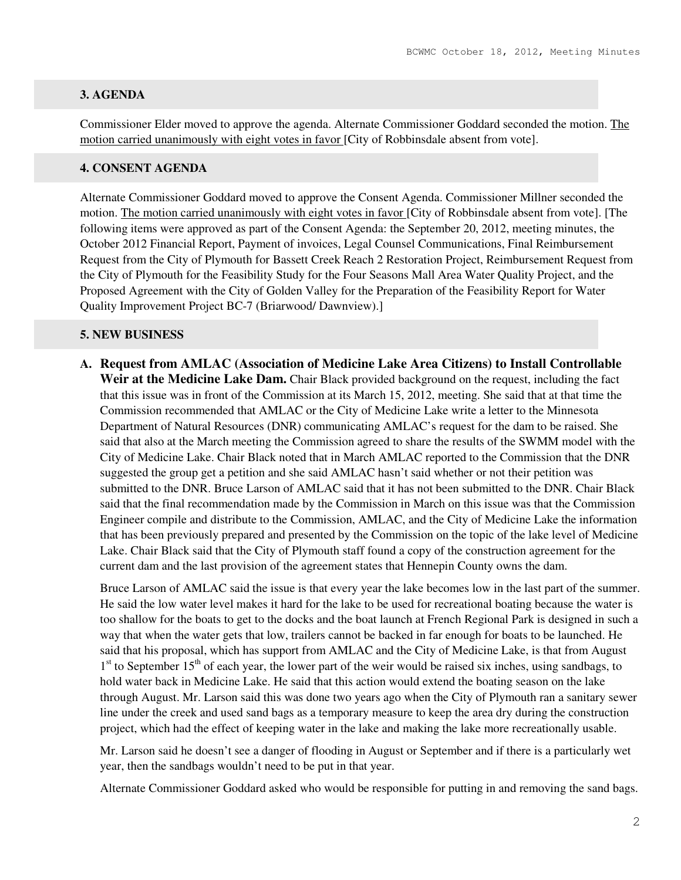## 3. AGENDA

Commissioner Elder moved to approve the agenda. Alternate Commissioner Goddard seconded the motion. The motion carried unanimously with eight votes in favor [City of Robbinsdale absent from vote].

## 4. CONSENT AGENDA

Alternate Commissioner Goddard moved to approve the Consent Agenda. Commissioner Millner seconded the motion. The motion carried unanimously with eight votes in favor [City of Robbinsdale absent from vote]. [The following items were approved as part of the Consent Agenda: the September 20, 2012, meeting minutes, the October 2012 Financial Report, Payment of invoices, Legal Counsel Communications, Final Reimbursement Request from the City of Plymouth for Bassett Creek Reach 2 Restoration Project, Reimbursement Request from the City of Plymouth for the Feasibility Study for the Four Seasons Mall Area Water Quality Project, and the Proposed Agreement with the City of Golden Valley for the Preparation of the Feasibility Report for Water Quality Improvement Project BC-7 (Briarwood/ Dawnview).]

## 5. NEW BUSINESS

**A. Request from AMLAC (Association of Medicine Lake Area Citizens) to Install Controllable Weir at the Medicine Lake Dam.** Chair Black provided background on the request, including the fact that this issue was in front of the Commission at its March 15, 2012, meeting. She said that at that time the Commission recommended that AMLAC or the City of Medicine Lake write a letter to the Minnesota Department of Natural Resources (DNR) communicating AMLAC's request for the dam to be raised. She said that also at the March meeting the Commission agreed to share the results of the SWMM model with the City of Medicine Lake. Chair Black noted that in March AMLAC reported to the Commission that the DNR suggested the group get a petition and she said AMLAC hasn't said whether or not their petition was submitted to the DNR. Bruce Larson of AMLAC said that it has not been submitted to the DNR. Chair Black said that the final recommendation made by the Commission in March on this issue was that the Commission Engineer compile and distribute to the Commission, AMLAC, and the City of Medicine Lake the information that has been previously prepared and presented by the Commission on the topic of the lake level of Medicine Lake. Chair Black said that the City of Plymouth staff found a copy of the construction agreement for the current dam and the last provision of the agreement states that Hennepin County owns the dam.

Bruce Larson of AMLAC said the issue is that every year the lake becomes low in the last part of the summer. He said the low water level makes it hard for the lake to be used for recreational boating because the water is too shallow for the boats to get to the docks and the boat launch at French Regional Park is designed in such a way that when the water gets that low, trailers cannot be backed in far enough for boats to be launched. He said that his proposal, which has support from AMLAC and the City of Medicine Lake, is that from August 1st to September 15th of each year, the lower part of the weir would be raised six inches, using sandbags, to hold water back in Medicine Lake. He said that this action would extend the boating season on the lake through August. Mr. Larson said this was done two years ago when the City of Plymouth ran a sanitary sewer line under the creek and used sand bags as a temporary measure to keep the area dry during the construction project, which had the effect of keeping water in the lake and making the lake more recreationally usable.

Mr. Larson said he doesn't see a danger of flooding in August or September and if there is a particularly wet year, then the sandbags wouldn't need to be put in that year.

Alternate Commissioner Goddard asked who would be responsible for putting in and removing the sand bags.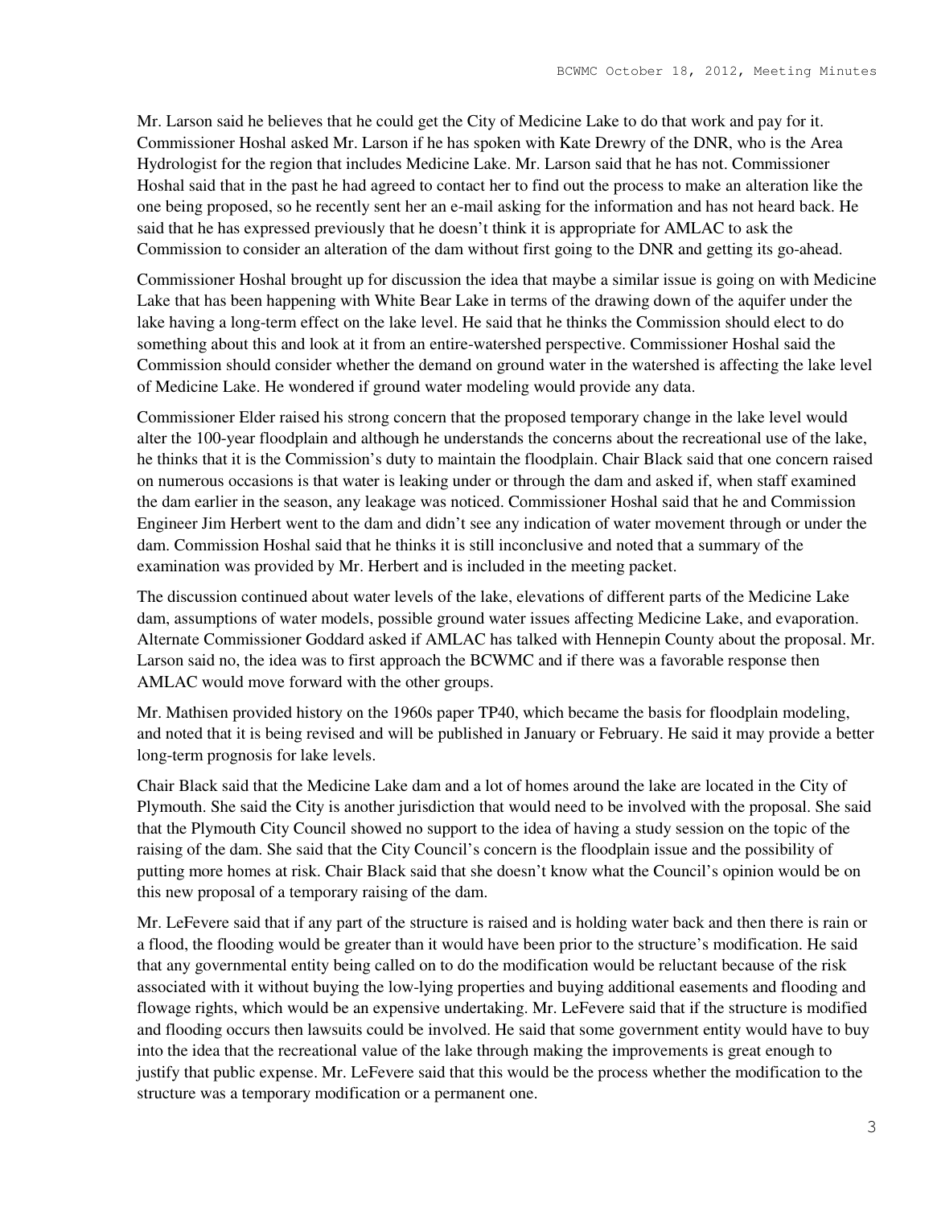Mr. Larson said he believes that he could get the City of Medicine Lake to do that work and pay for it. Commissioner Hoshal asked Mr. Larson if he has spoken with Kate Drewry of the DNR, who is the Area Hydrologist for the region that includes Medicine Lake. Mr. Larson said that he has not. Commissioner Hoshal said that in the past he had agreed to contact her to find out the process to make an alteration like the one being proposed, so he recently sent her an e-mail asking for the information and has not heard back. He said that he has expressed previously that he doesn't think it is appropriate for AMLAC to ask the Commission to consider an alteration of the dam without first going to the DNR and getting its go-ahead.

Commissioner Hoshal brought up for discussion the idea that maybe a similar issue is going on with Medicine Lake that has been happening with White Bear Lake in terms of the drawing down of the aquifer under the lake having a long-term effect on the lake level. He said that he thinks the Commission should elect to do something about this and look at it from an entire-watershed perspective. Commissioner Hoshal said the Commission should consider whether the demand on ground water in the watershed is affecting the lake level of Medicine Lake. He wondered if ground water modeling would provide any data.

Commissioner Elder raised his strong concern that the proposed temporary change in the lake level would alter the 100-year floodplain and although he understands the concerns about the recreational use of the lake, he thinks that it is the Commission's duty to maintain the floodplain. Chair Black said that one concern raised on numerous occasions is that water is leaking under or through the dam and asked if, when staff examined the dam earlier in the season, any leakage was noticed. Commissioner Hoshal said that he and Commission Engineer Jim Herbert went to the dam and didn't see any indication of water movement through or under the dam. Commission Hoshal said that he thinks it is still inconclusive and noted that a summary of the examination was provided by Mr. Herbert and is included in the meeting packet.

The discussion continued about water levels of the lake, elevations of different parts of the Medicine Lake dam, assumptions of water models, possible ground water issues affecting Medicine Lake, and evaporation. Alternate Commissioner Goddard asked if AMLAC has talked with Hennepin County about the proposal. Mr. Larson said no, the idea was to first approach the BCWMC and if there was a favorable response then AMLAC would move forward with the other groups.

Mr. Mathisen provided history on the 1960s paper TP40, which became the basis for floodplain modeling, and noted that it is being revised and will be published in January or February. He said it may provide a better long-term prognosis for lake levels.

Chair Black said that the Medicine Lake dam and a lot of homes around the lake are located in the City of Plymouth. She said the City is another jurisdiction that would need to be involved with the proposal. She said that the Plymouth City Council showed no support to the idea of having a study session on the topic of the raising of the dam. She said that the City Council's concern is the floodplain issue and the possibility of putting more homes at risk. Chair Black said that she doesn't know what the Council's opinion would be on this new proposal of a temporary raising of the dam.

Mr. LeFevere said that if any part of the structure is raised and is holding water back and then there is rain or a flood, the flooding would be greater than it would have been prior to the structure's modification. He said that any governmental entity being called on to do the modification would be reluctant because of the risk associated with it without buying the low-lying properties and buying additional easements and flooding and flowage rights, which would be an expensive undertaking. Mr. LeFevere said that if the structure is modified and flooding occurs then lawsuits could be involved. He said that some government entity would have to buy into the idea that the recreational value of the lake through making the improvements is great enough to justify that public expense. Mr. LeFevere said that this would be the process whether the modification to the structure was a temporary modification or a permanent one.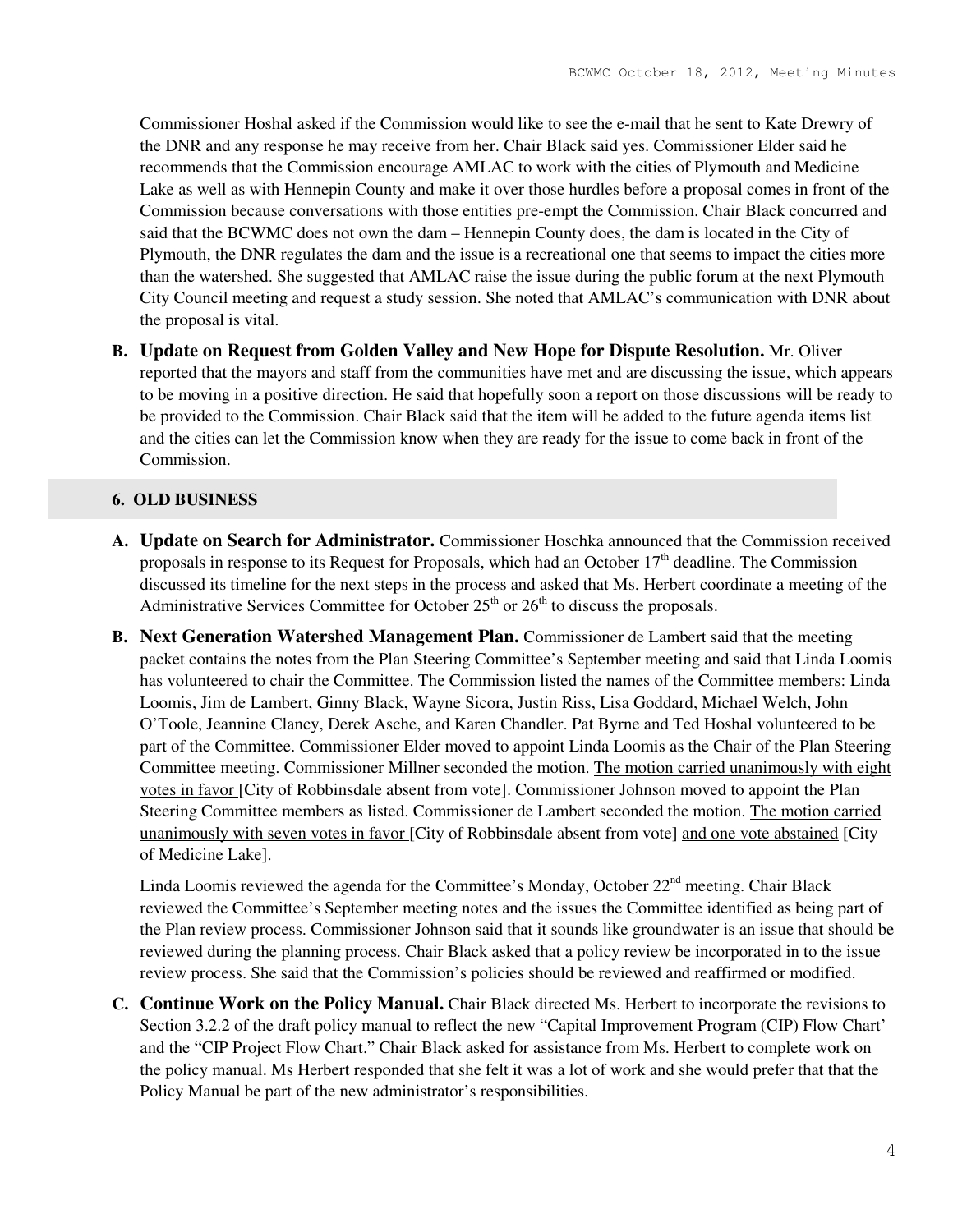Commissioner Hoshal asked if the Commission would like to see the e-mail that he sent to Kate Drewry of the DNR and any response he may receive from her. Chair Black said yes. Commissioner Elder said he recommends that the Commission encourage AMLAC to work with the cities of Plymouth and Medicine Lake as well as with Hennepin County and make it over those hurdles before a proposal comes in front of the Commission because conversations with those entities pre-empt the Commission. Chair Black concurred and said that the BCWMC does not own the dam – Hennepin County does, the dam is located in the City of Plymouth, the DNR regulates the dam and the issue is a recreational one that seems to impact the cities more than the watershed. She suggested that AMLAC raise the issue during the public forum at the next Plymouth City Council meeting and request a study session. She noted that AMLAC's communication with DNR about the proposal is vital.

**B. Update on Request from Golden Valley and New Hope for Dispute Resolution.** Mr. Oliver reported that the mayors and staff from the communities have met and are discussing the issue, which appears to be moving in a positive direction. He said that hopefully soon a report on those discussions will be ready to be provided to the Commission. Chair Black said that the item will be added to the future agenda items list and the cities can let the Commission know when they are ready for the issue to come back in front of the Commission.

## 6. OLD BUSINESS

**A. Update on Search for Administrator.** Commissioner Hoschka announced that the Commission received proposals in response to its Request for Proposals, which had an October 17th deadline. The Commission discussed its timeline for the next steps in the process and asked that Ms. Herbert coordinate a meeting of the Administrative Services Committee for October 25th or 26th to discuss the proposals.

**B. Next Generation Watershed Management Plan.** Commissioner de Lambert said that the meeting packet contains the notes from the Plan Steering Committee's September meeting and said that Linda Loomis has volunteered to chair the Committee. The Commission listed the names of the Committee members: Linda Loomis, Jim de Lambert, Ginny Black, Wayne Sicora, Justin Riss, Lisa Goddard, Michael Welch, John O'Toole, Jeannine Clancy, Derek Asche, and Karen Chandler. Pat Byrne and Ted Hoshal volunteered to be part of the Committee. Commissioner Elder moved to appoint Linda Loomis as the Chair of the Plan Steering Committee meeting. Commissioner Millner seconded the motion. <u>The motion carried unanimously with eight votes in favor</u> [City of Robbinsdale absent from vote]. Commissioner Johnson moved to appoint the Plan Steering Committee members as listed. Commissioner de Lambert seconded the motion. <u>The motion carried unanimously with seven votes in favor</u> [City of Robbinsdale absent from vote] <u>and one vote abstained</u> [City of Medicine Lake].

Linda Loomis reviewed the agenda for the Committee's Monday, October 22nd meeting. Chair Black reviewed the Committee's September meeting notes and the issues the Committee identified as being part of the Plan review process. Commissioner Johnson said that it sounds like groundwater is an issue that should be reviewed during the planning process. Chair Black asked that a policy review be incorporated in to the issue review process. She said that the Commission's policies should be reviewed and reaffirmed or modified.

**C. Continue Work on the Policy Manual.** Chair Black directed Ms. Herbert to incorporate the revisions to Section 3.2.2 of the draft policy manual to reflect the new "Capital Improvement Program (CIP) Flow Chart' and the "CIP Project Flow Chart." Chair Black asked for assistance from Ms. Herbert to complete work on the policy manual. Ms Herbert responded that she felt it was a lot of work and she would prefer that that the Policy Manual be part of the new administrator's responsibilities.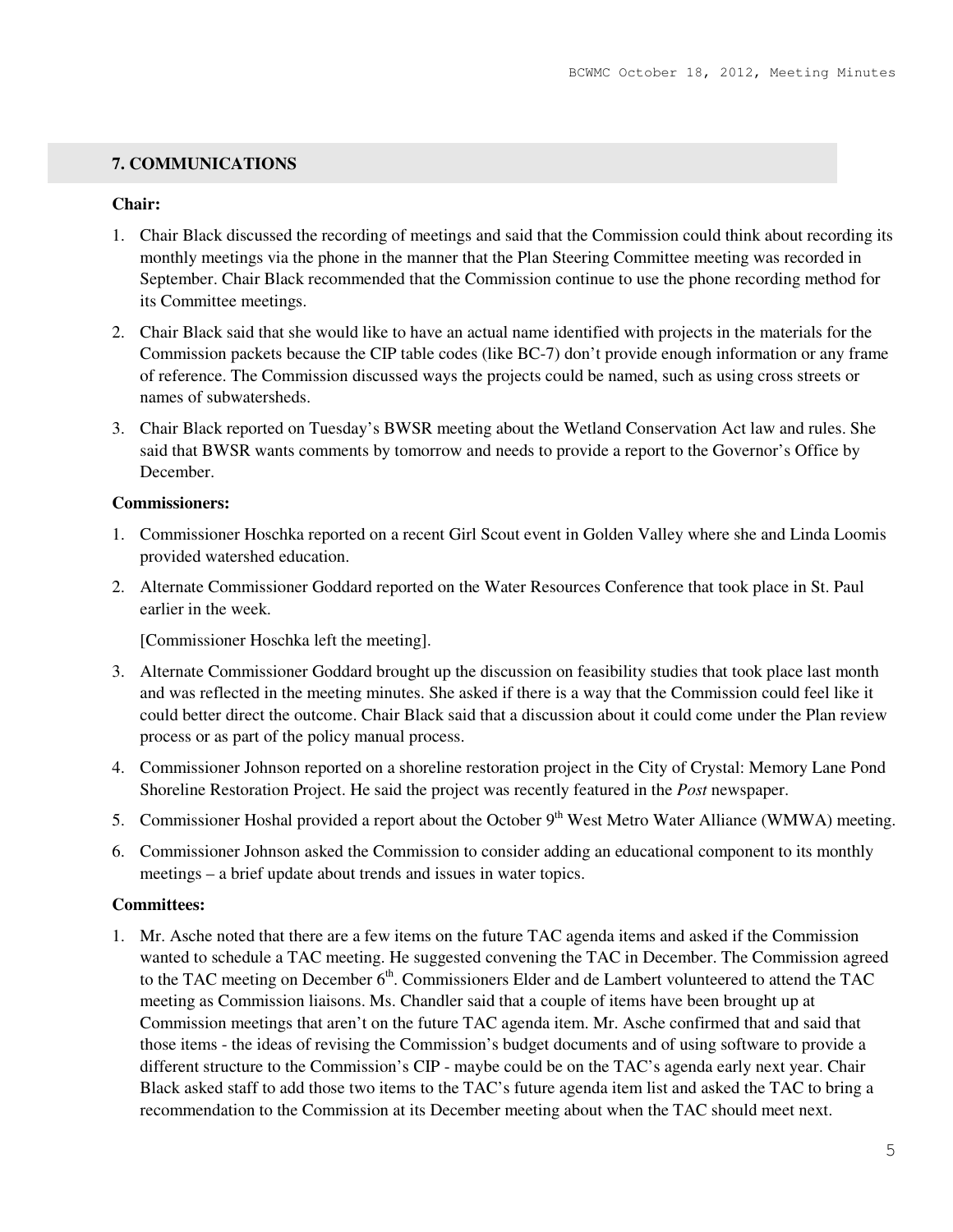## 7. COMMUNICATIONS

**Chair:**

1. Chair Black discussed the recording of meetings and said that the Commission could think about recording its monthly meetings via the phone in the manner that the Plan Steering Committee meeting was recorded in September. Chair Black recommended that the Commission continue to use the phone recording method for its Committee meetings.
2. Chair Black said that she would like to have an actual name identified with projects in the materials for the Commission packets because the CIP table codes (like BC-7) don't provide enough information or any frame of reference. The Commission discussed ways the projects could be named, such as using cross streets or names of subwatersheds.
3. Chair Black reported on Tuesday's BWSR meeting about the Wetland Conservation Act law and rules. She said that BWSR wants comments by tomorrow and needs to provide a report to the Governor's Office by December.

**Commissioners:**

1. Commissioner Hoschka reported on a recent Girl Scout event in Golden Valley where she and Linda Loomis provided watershed education.
2. Alternate Commissioner Goddard reported on the Water Resources Conference that took place in St. Paul earlier in the week.

   [Commissioner Hoschka left the meeting].

3. Alternate Commissioner Goddard brought up the discussion on feasibility studies that took place last month and was reflected in the meeting minutes. She asked if there is a way that the Commission could feel like it could better direct the outcome. Chair Black said that a discussion about it could come under the Plan review process or as part of the policy manual process.
4. Commissioner Johnson reported on a shoreline restoration project in the City of Crystal: Memory Lane Pond Shoreline Restoration Project. He said the project was recently featured in the *Post* newspaper.
5. Commissioner Hoshal provided a report about the October 9th West Metro Water Alliance (WMWA) meeting.
6. Commissioner Johnson asked the Commission to consider adding an educational component to its monthly meetings – a brief update about trends and issues in water topics.

**Committees:**

1. Mr. Asche noted that there are a few items on the future TAC agenda items and asked if the Commission wanted to schedule a TAC meeting. He suggested convening the TAC in December. The Commission agreed to the TAC meeting on December 6th. Commissioners Elder and de Lambert volunteered to attend the TAC meeting as Commission liaisons. Ms. Chandler said that a couple of items have been brought up at Commission meetings that aren't on the future TAC agenda item. Mr. Asche confirmed that and said that those items - the ideas of revising the Commission's budget documents and of using software to provide a different structure to the Commission's CIP - maybe could be on the TAC's agenda early next year. Chair Black asked staff to add those two items to the TAC's future agenda item list and asked the TAC to bring a recommendation to the Commission at its December meeting about when the TAC should meet next.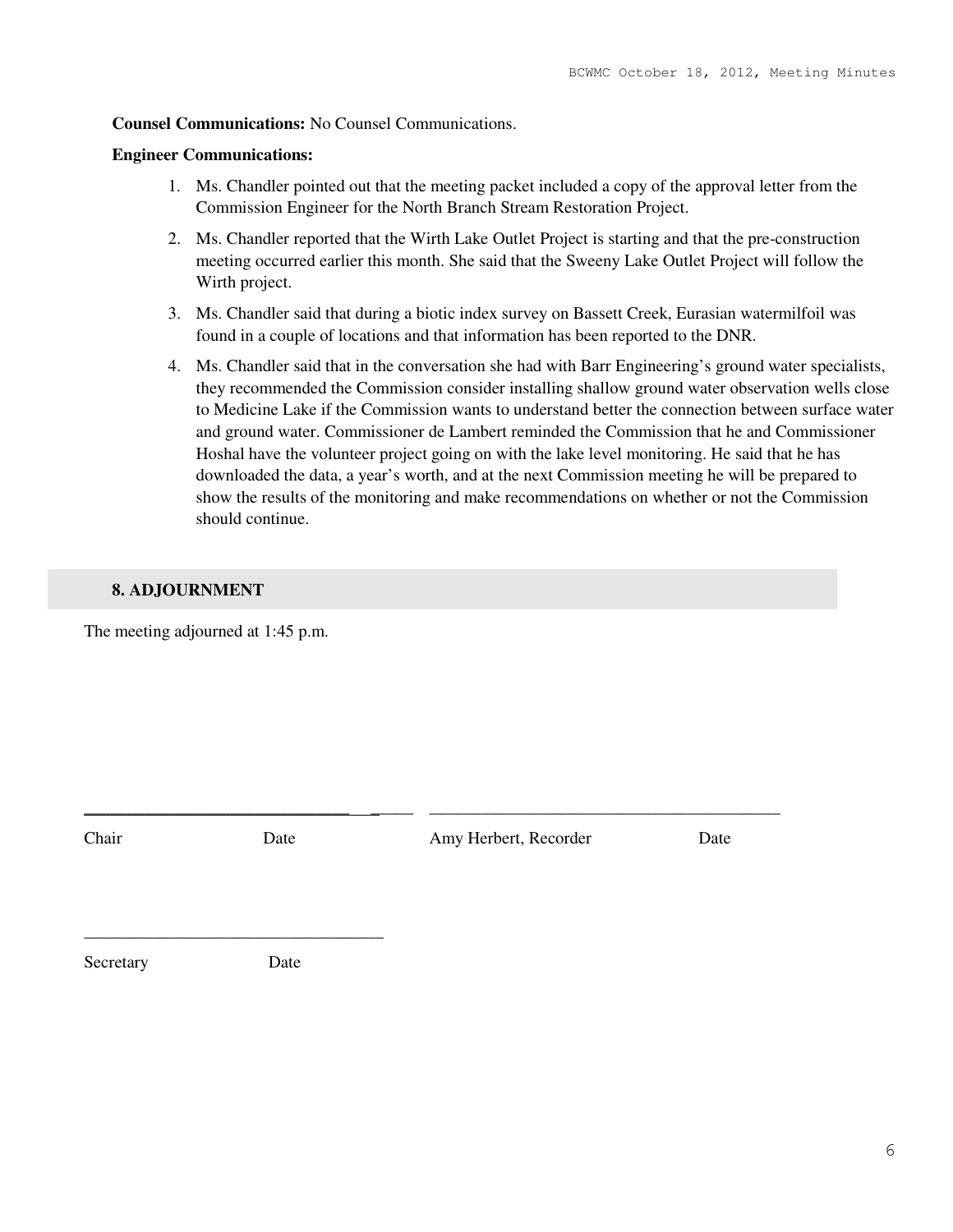**Counsel Communications:** No Counsel Communications.

**Engineer Communications:**

1. Ms. Chandler pointed out that the meeting packet included a copy of the approval letter from the Commission Engineer for the North Branch Stream Restoration Project.
2. Ms. Chandler reported that the Wirth Lake Outlet Project is starting and that the pre-construction meeting occurred earlier this month. She said that the Sweeny Lake Outlet Project will follow the Wirth project.
3. Ms. Chandler said that during a biotic index survey on Bassett Creek, Eurasian watermilfoil was found in a couple of locations and that information has been reported to the DNR.
4. Ms. Chandler said that in the conversation she had with Barr Engineering's ground water specialists, they recommended the Commission consider installing shallow ground water observation wells close to Medicine Lake if the Commission wants to understand better the connection between surface water and ground water. Commissioner de Lambert reminded the Commission that he and Commissioner Hoshal have the volunteer project going on with the lake level monitoring. He said that he has downloaded the data, a year's worth, and at the next Commission meeting he will be prepared to show the results of the monitoring and make recommendations on whether or not the Commission should continue.

### 8. ADJOURNMENT

The meeting adjourned at 1:45 p.m.

\_\_\_\_\_\_\_\_\_\_\_\_\_\_\_\_\_\_\_\_\_\_\_\_\_\_\_\_\_\_\_\_\_\_ \_\_\_\_\_\_\_\_\_\_\_\_\_\_\_\_\_\_\_\_\_\_\_\_\_\_\_\_\_\_\_\_\_\_\_\_\_\_\_\_

Chair Date Amy Herbert, Recorder Date

\_\_\_\_\_\_\_\_\_\_\_\_\_\_\_\_\_\_\_\_\_\_\_\_\_\_\_\_\_\_\_\_\_\_

Secretary Date